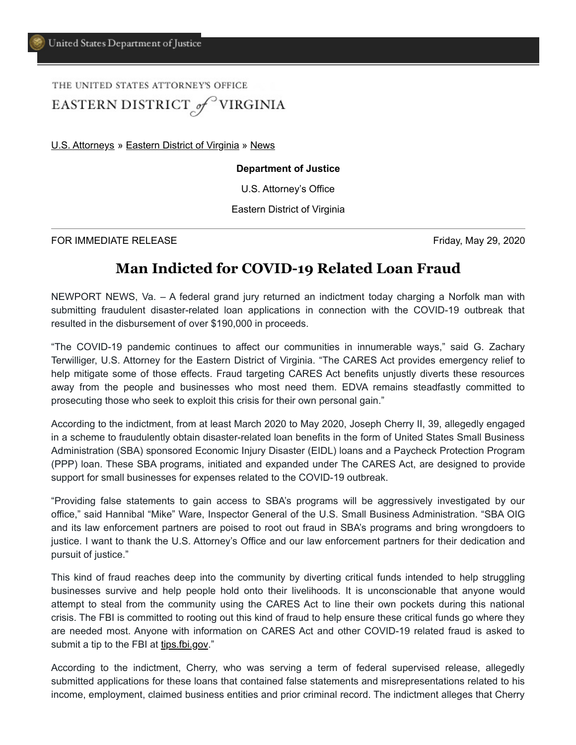United States Department of Justice

THE UNITED STATES ATTORNEY'S OFFICE

EASTERN DISTRICT *of* VIRGINIA

U.S. Attorneys » Eastern District of Virginia » News

**Department of Justice**

U.S. Attorney's Office

Eastern District of Virginia

FOR IMMEDIATE RELEASE | Friday, May 29, 2020

# Man Indicted for COVID-19 Related Loan Fraud

NEWPORT NEWS, Va. – A federal grand jury returned an indictment today charging a Norfolk man with submitting fraudulent disaster-related loan applications in connection with the COVID-19 outbreak that resulted in the disbursement of over $190,000 in proceeds.

"The COVID-19 pandemic continues to affect our communities in innumerable ways," said G. Zachary Terwilliger, U.S. Attorney for the Eastern District of Virginia. "The CARES Act provides emergency relief to help mitigate some of those effects. Fraud targeting CARES Act benefits unjustly diverts these resources away from the people and businesses who most need them. EDVA remains steadfastly committed to prosecuting those who seek to exploit this crisis for their own personal gain."

According to the indictment, from at least March 2020 to May 2020, Joseph Cherry II, 39, allegedly engaged in a scheme to fraudulently obtain disaster-related loan benefits in the form of United States Small Business Administration (SBA) sponsored Economic Injury Disaster (EIDL) loans and a Paycheck Protection Program (PPP) loan. These SBA programs, initiated and expanded under The CARES Act, are designed to provide support for small businesses for expenses related to the COVID-19 outbreak.

"Providing false statements to gain access to SBA's programs will be aggressively investigated by our office," said Hannibal "Mike" Ware, Inspector General of the U.S. Small Business Administration. "SBA OIG and its law enforcement partners are poised to root out fraud in SBA's programs and bring wrongdoers to justice. I want to thank the U.S. Attorney's Office and our law enforcement partners for their dedication and pursuit of justice."

This kind of fraud reaches deep into the community by diverting critical funds intended to help struggling businesses survive and help people hold onto their livelihoods. It is unconscionable that anyone would attempt to steal from the community using the CARES Act to line their own pockets during this national crisis. The FBI is committed to rooting out this kind of fraud to help ensure these critical funds go where they are needed most. Anyone with information on CARES Act and other COVID-19 related fraud is asked to submit a tip to the FBI at tips.fbi.gov."

According to the indictment, Cherry, who was serving a term of federal supervised release, allegedly submitted applications for these loans that contained false statements and misrepresentations related to his income, employment, claimed business entities and prior criminal record. The indictment alleges that Cherry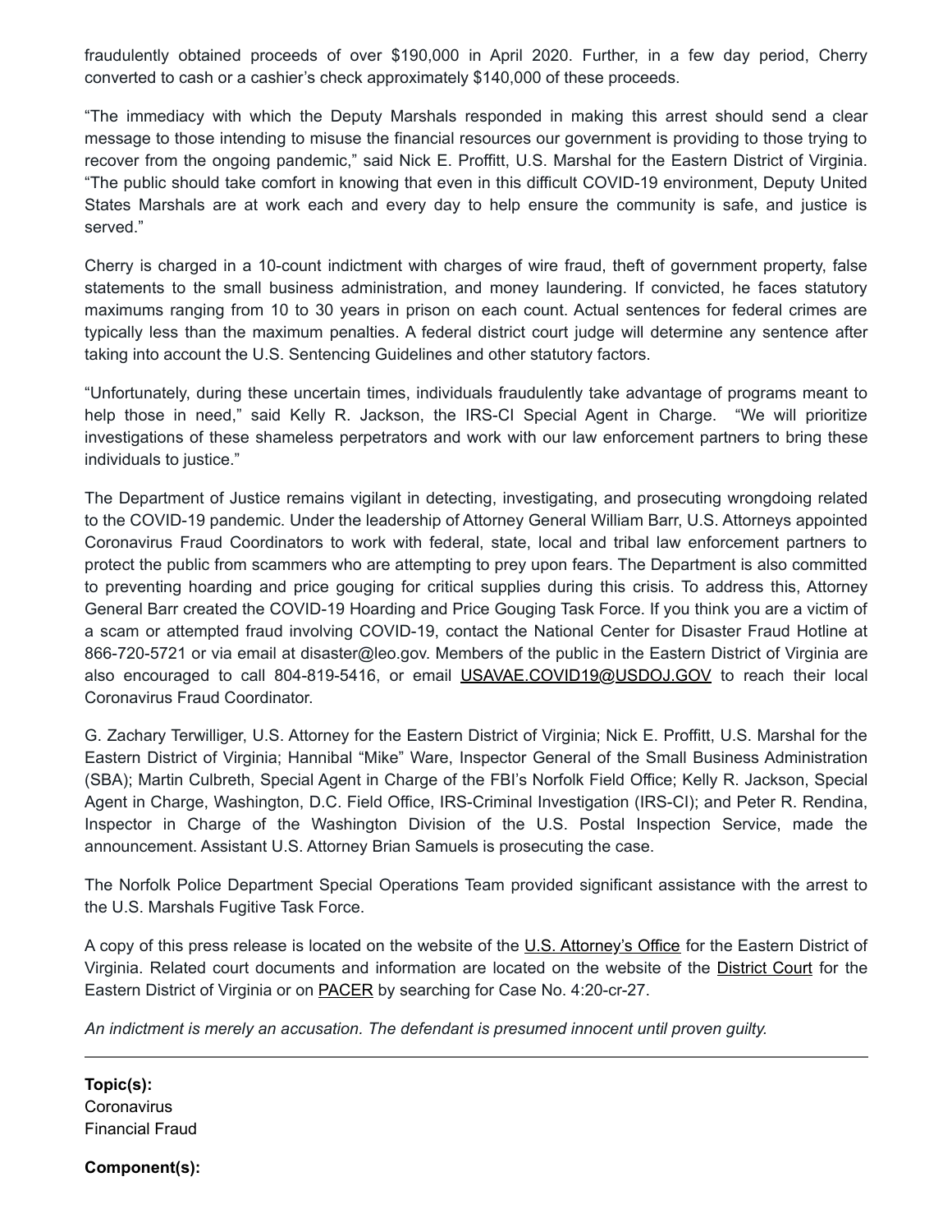fraudulently obtained proceeds of over $190,000 in April 2020. Further, in a few day period, Cherry converted to cash or a cashier's check approximately $140,000 of these proceeds.

"The immediacy with which the Deputy Marshals responded in making this arrest should send a clear message to those intending to misuse the financial resources our government is providing to those trying to recover from the ongoing pandemic," said Nick E. Proffitt, U.S. Marshal for the Eastern District of Virginia. "The public should take comfort in knowing that even in this difficult COVID-19 environment, Deputy United States Marshals are at work each and every day to help ensure the community is safe, and justice is served."

Cherry is charged in a 10-count indictment with charges of wire fraud, theft of government property, false statements to the small business administration, and money laundering. If convicted, he faces statutory maximums ranging from 10 to 30 years in prison on each count. Actual sentences for federal crimes are typically less than the maximum penalties. A federal district court judge will determine any sentence after taking into account the U.S. Sentencing Guidelines and other statutory factors.

"Unfortunately, during these uncertain times, individuals fraudulently take advantage of programs meant to help those in need," said Kelly R. Jackson, the IRS-CI Special Agent in Charge. "We will prioritize investigations of these shameless perpetrators and work with our law enforcement partners to bring these individuals to justice."

The Department of Justice remains vigilant in detecting, investigating, and prosecuting wrongdoing related to the COVID-19 pandemic. Under the leadership of Attorney General William Barr, U.S. Attorneys appointed Coronavirus Fraud Coordinators to work with federal, state, local and tribal law enforcement partners to protect the public from scammers who are attempting to prey upon fears. The Department is also committed to preventing hoarding and price gouging for critical supplies during this crisis. To address this, Attorney General Barr created the COVID-19 Hoarding and Price Gouging Task Force. If you think you are a victim of a scam or attempted fraud involving COVID-19, contact the National Center for Disaster Fraud Hotline at 866-720-5721 or via email at disaster@leo.gov. Members of the public in the Eastern District of Virginia are also encouraged to call 804-819-5416, or email USAVAE.COVID19@USDOJ.GOV to reach their local Coronavirus Fraud Coordinator.

G. Zachary Terwilliger, U.S. Attorney for the Eastern District of Virginia; Nick E. Proffitt, U.S. Marshal for the Eastern District of Virginia; Hannibal "Mike" Ware, Inspector General of the Small Business Administration (SBA); Martin Culbreth, Special Agent in Charge of the FBI's Norfolk Field Office; Kelly R. Jackson, Special Agent in Charge, Washington, D.C. Field Office, IRS-Criminal Investigation (IRS-CI); and Peter R. Rendina, Inspector in Charge of the Washington Division of the U.S. Postal Inspection Service, made the announcement. Assistant U.S. Attorney Brian Samuels is prosecuting the case.

The Norfolk Police Department Special Operations Team provided significant assistance with the arrest to the U.S. Marshals Fugitive Task Force.

A copy of this press release is located on the website of the U.S. Attorney's Office for the Eastern District of Virginia. Related court documents and information are located on the website of the District Court for the Eastern District of Virginia or on PACER by searching for Case No. 4:20-cr-27.

*An indictment is merely an accusation. The defendant is presumed innocent until proven guilty.*

---

**Topic(s):**
Coronavirus
Financial Fraud

**Component(s):**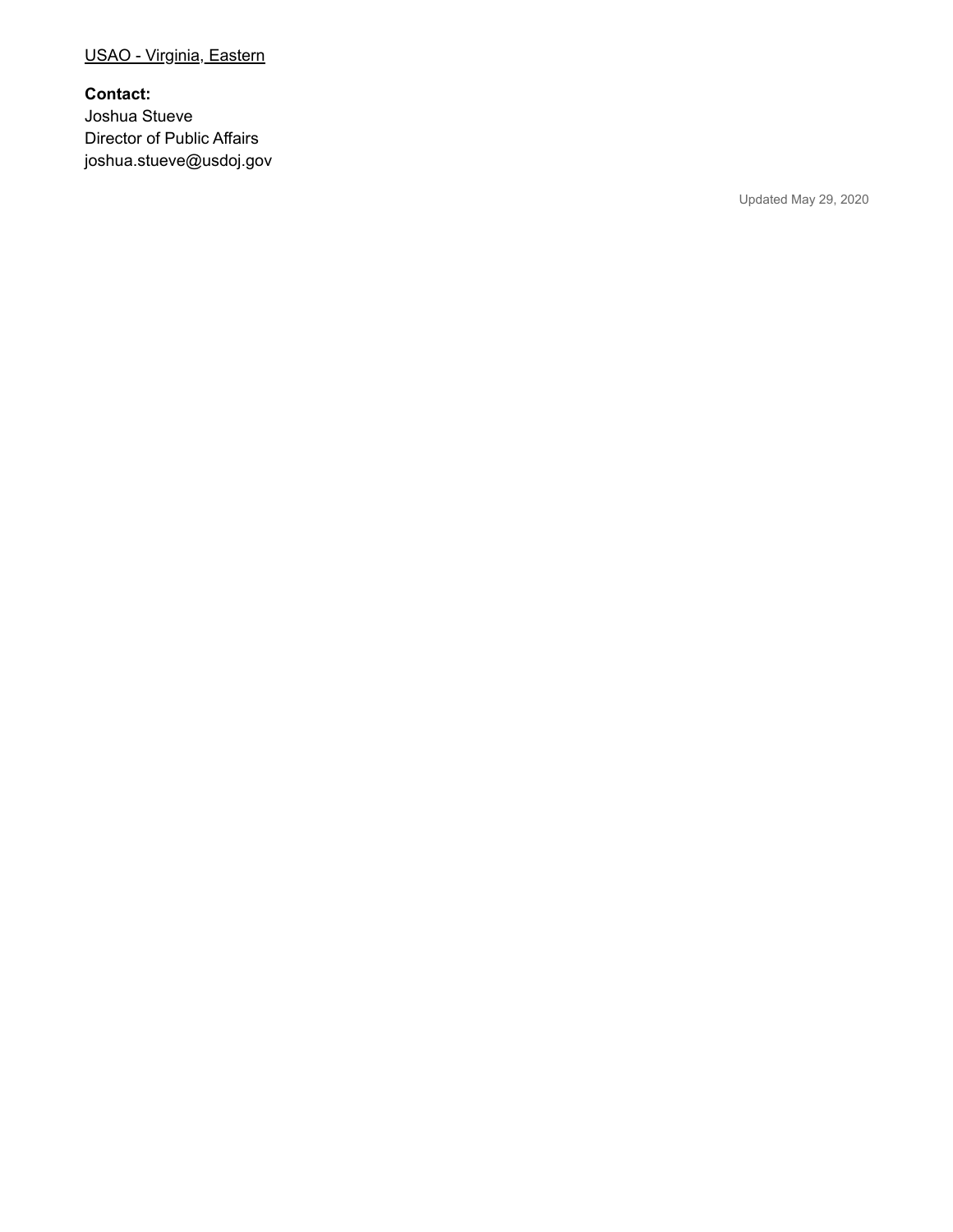USAO - Virginia, Eastern

**Contact:**
Joshua Stueve
Director of Public Affairs
joshua.stueve@usdoj.gov

Updated May 29, 2020